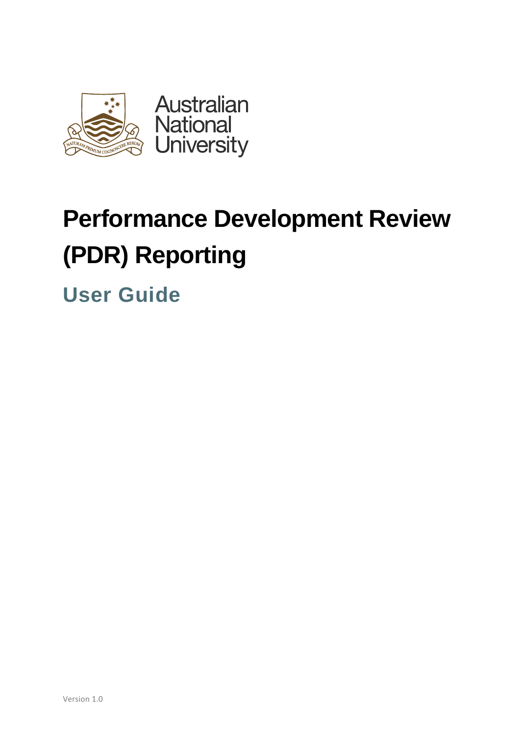Australian National University

# Performance Development Review (PDR) Reporting

## User Guide

Version 1.0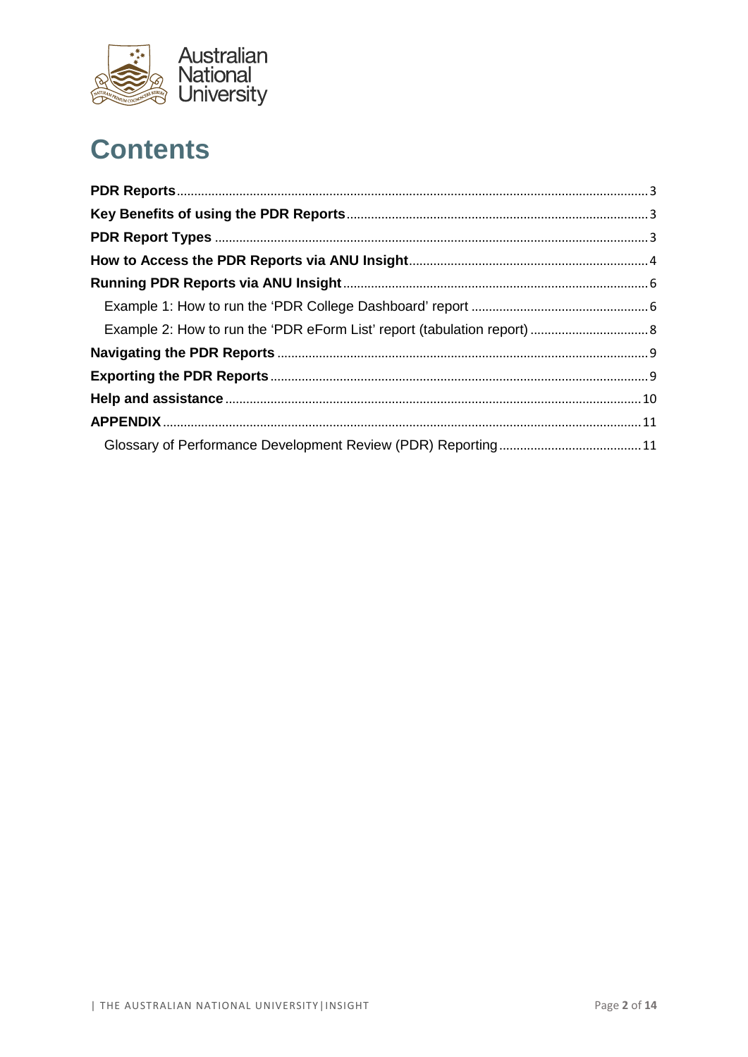# Contents

**PDR Reports** ........ 3

**Key Benefits of using the PDR Reports** ........ 3

**PDR Report Types** ........ 3

**How to Access the PDR Reports via ANU Insight** ........ 4

**Running PDR Reports via ANU Insight** ........ 6

- Example 1: How to run the 'PDR College Dashboard' report ........ 6
- Example 2: How to run the 'PDR eForm List' report (tabulation report) ........ 8

**Navigating the PDR Reports** ........ 9

**Exporting the PDR Reports** ........ 9

**Help and assistance** ........ 10

**APPENDIX** ........ 11

- Glossary of Performance Development Review (PDR) Reporting ........ 11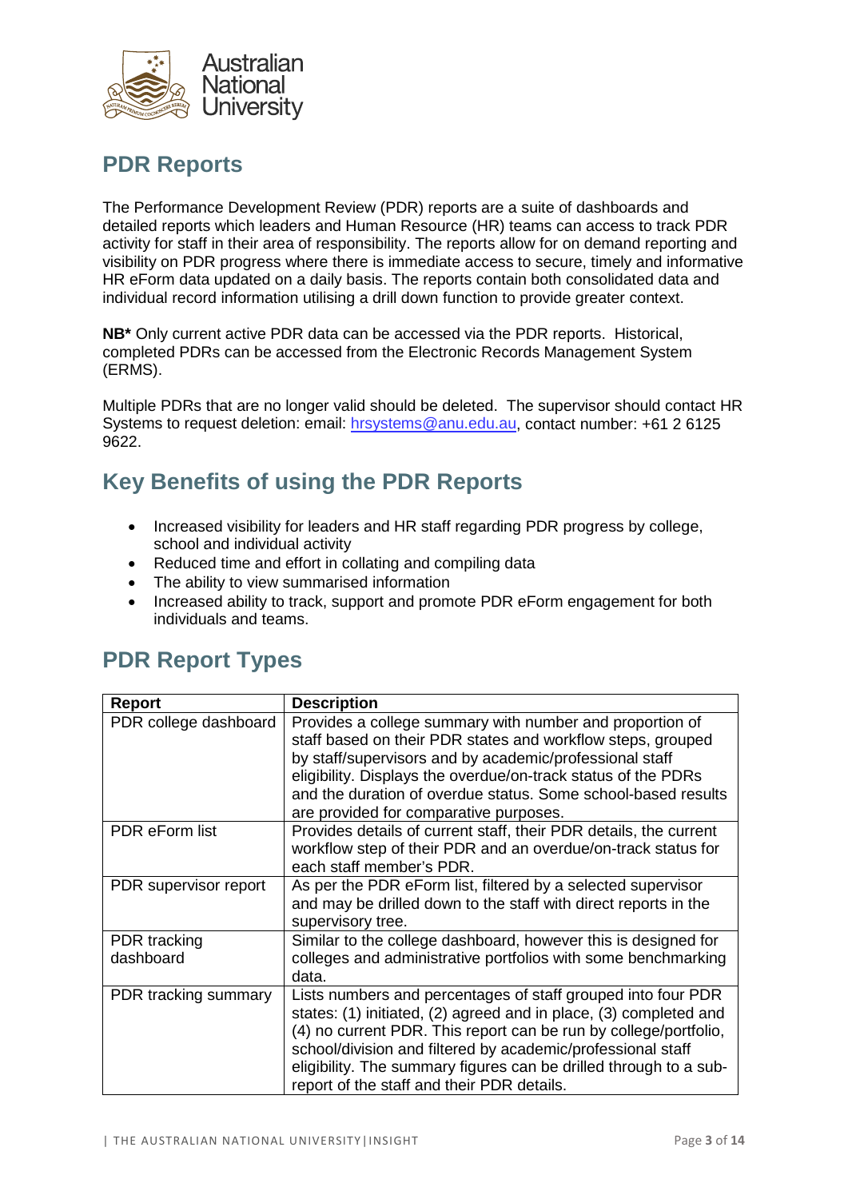## PDR Reports

The Performance Development Review (PDR) reports are a suite of dashboards and detailed reports which leaders and Human Resource (HR) teams can access to track PDR activity for staff in their area of responsibility. The reports allow for on demand reporting and visibility on PDR progress where there is immediate access to secure, timely and informative HR eForm data updated on a daily basis. The reports contain both consolidated data and individual record information utilising a drill down function to provide greater context.

**NB*** Only current active PDR data can be accessed via the PDR reports. Historical, completed PDRs can be accessed from the Electronic Records Management System (ERMS).

Multiple PDRs that are no longer valid should be deleted. The supervisor should contact HR Systems to request deletion: email: hrsystems@anu.edu.au, contact number: +61 2 6125 9622.

## Key Benefits of using the PDR Reports

- Increased visibility for leaders and HR staff regarding PDR progress by college, school and individual activity
- Reduced time and effort in collating and compiling data
- The ability to view summarised information
- Increased ability to track, support and promote PDR eForm engagement for both individuals and teams.

## PDR Report Types

| Report | Description |
|---|---|
| PDR college dashboard | Provides a college summary with number and proportion of staff based on their PDR states and workflow steps, grouped by staff/supervisors and by academic/professional staff eligibility. Displays the overdue/on-track status of the PDRs and the duration of overdue status. Some school-based results are provided for comparative purposes. |
| PDR eForm list | Provides details of current staff, their PDR details, the current workflow step of their PDR and an overdue/on-track status for each staff member's PDR. |
| PDR supervisor report | As per the PDR eForm list, filtered by a selected supervisor and may be drilled down to the staff with direct reports in the supervisory tree. |
| PDR tracking dashboard | Similar to the college dashboard, however this is designed for colleges and administrative portfolios with some benchmarking data. |
| PDR tracking summary | Lists numbers and percentages of staff grouped into four PDR states: (1) initiated, (2) agreed and in place, (3) completed and (4) no current PDR. This report can be run by college/portfolio, school/division and filtered by academic/professional staff eligibility. The summary figures can be drilled through to a sub-report of the staff and their PDR details. |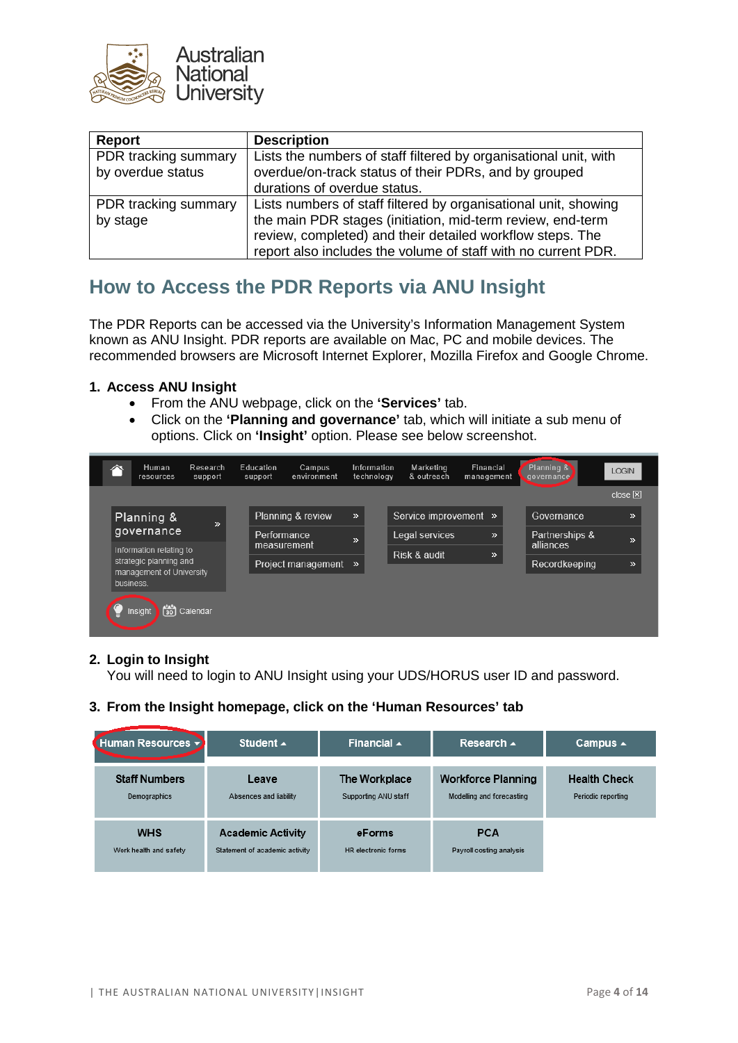| Report | Description |
|---|---|
| PDR tracking summary by overdue status | Lists the numbers of staff filtered by organisational unit, with overdue/on-track status of their PDRs, and by grouped durations of overdue status. |
| PDR tracking summary by stage | Lists numbers of staff filtered by organisational unit, showing the main PDR stages (initiation, mid-term review, end-term review, completed) and their detailed workflow steps. The report also includes the volume of staff with no current PDR. |

## How to Access the PDR Reports via ANU Insight

The PDR Reports can be accessed via the University's Information Management System known as ANU Insight. PDR reports are available on Mac, PC and mobile devices. The recommended browsers are Microsoft Internet Explorer, Mozilla Firefox and Google Chrome.

**1. Access ANU Insight**

- From the ANU webpage, click on the **'Services'** tab.
- Click on the **'Planning and governance'** tab, which will initiate a sub menu of options. Click on **'Insight'** option. Please see below screenshot.

**2. Login to Insight**

You will need to login to ANU Insight using your UDS/HORUS user ID and password.

**3. From the Insight homepage, click on the 'Human Resources' tab**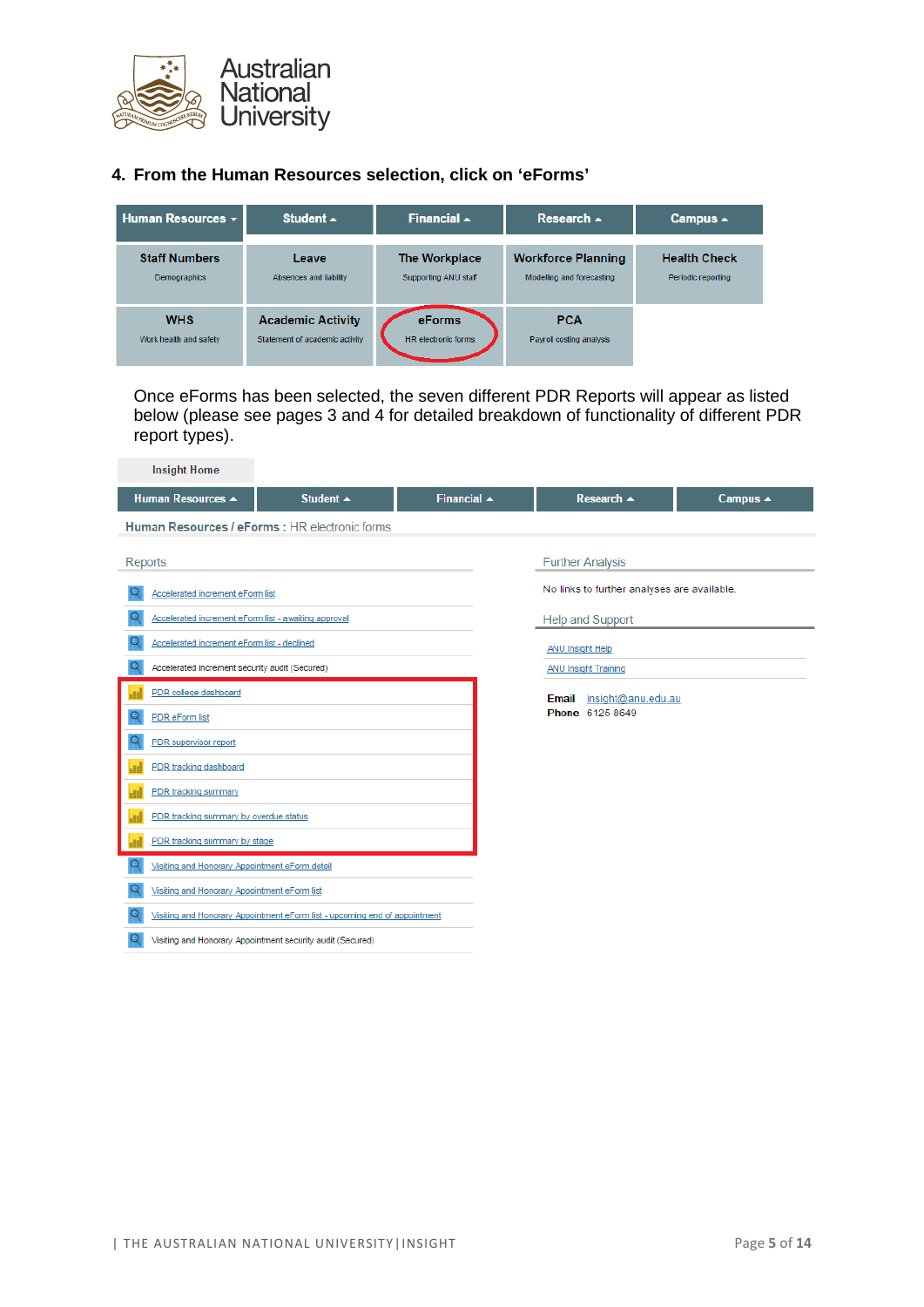## 4. From the Human Resources selection, click on 'eForms'

| Human Resources ▾ | Student ▴ | Financial ▴ | Research ▴ | Campus ▴ |
|---|---|---|---|---|
| **Staff Numbers** Demographics | **Leave** Absences and liability | **The Workplace** Supporting ANU staff | **Workforce Planning** Modelling and forecasting | **Health Check** Periodic reporting |
| **WHS** Work health and safety | **Academic Activity** Statement of academic activity | **eForms** HR electronic forms | **PCA** Payroll costing analysis | |

Once eForms has been selected, the seven different PDR Reports will appear as listed below (please see pages 3 and 4 for detailed breakdown of functionality of different PDR report types).

Insight Home

Human Resources ▴ | Student ▴ | Financial ▴ | Research ▴ | Campus ▴

**Human Resources / eForms :** HR electronic forms

**Reports**

- Accelerated increment eForm list
- Accelerated increment eForm list - awaiting approval
- Accelerated increment eForm list - declined
- Accelerated increment security audit (Secured)
- PDR college dashboard
- PDR eForm list
- PDR supervisor report
- PDR tracking dashboard
- PDR tracking summary
- PDR tracking summary by overdue status
- PDR tracking summary by stage
- Visiting and Honorary Appointment eForm detail
- Visiting and Honorary Appointment eForm list
- Visiting and Honorary Appointment eForm list - upcoming end of appointment
- Visiting and Honorary Appointment security audit (Secured)

**Further Analysis**

No links to further analyses are available.

**Help and Support**

- ANU Insight Help
- ANU Insight Training

**Email** insight@anu.edu.au
**Phone** 6125 8649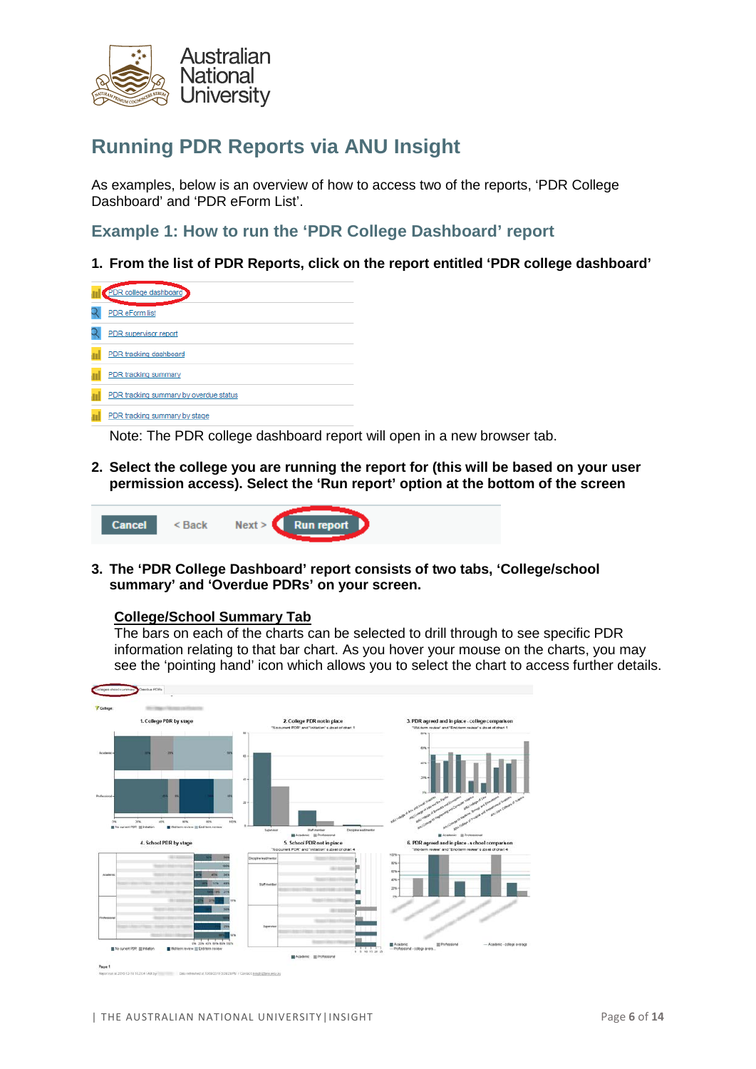# Running PDR Reports via ANU Insight

As examples, below is an overview of how to access two of the reports, 'PDR College Dashboard' and 'PDR eForm List'.

## Example 1: How to run the 'PDR College Dashboard' report

1. **From the list of PDR Reports, click on the report entitled 'PDR college dashboard'**

   - PDR college dashboard
   - PDR eForm list
   - PDR supervisor report
   - PDR tracking dashboard
   - PDR tracking summary
   - PDR tracking summary by overdue status
   - PDR tracking summary by stage

   Note: The PDR college dashboard report will open in a new browser tab.

2. **Select the college you are running the report for (this will be based on your user permission access). Select the 'Run report' option at the bottom of the screen**

   Cancel | < Back | Next > | Run report

3. **The 'PDR College Dashboard' report consists of two tabs, 'College/school summary' and 'Overdue PDRs' on your screen.**

   **College/School Summary Tab**

   The bars on each of the charts can be selected to drill through to see specific PDR information relating to that bar chart. As you hover your mouse on the charts, you may see the 'pointing hand' icon which allows you to select the chart to access further details.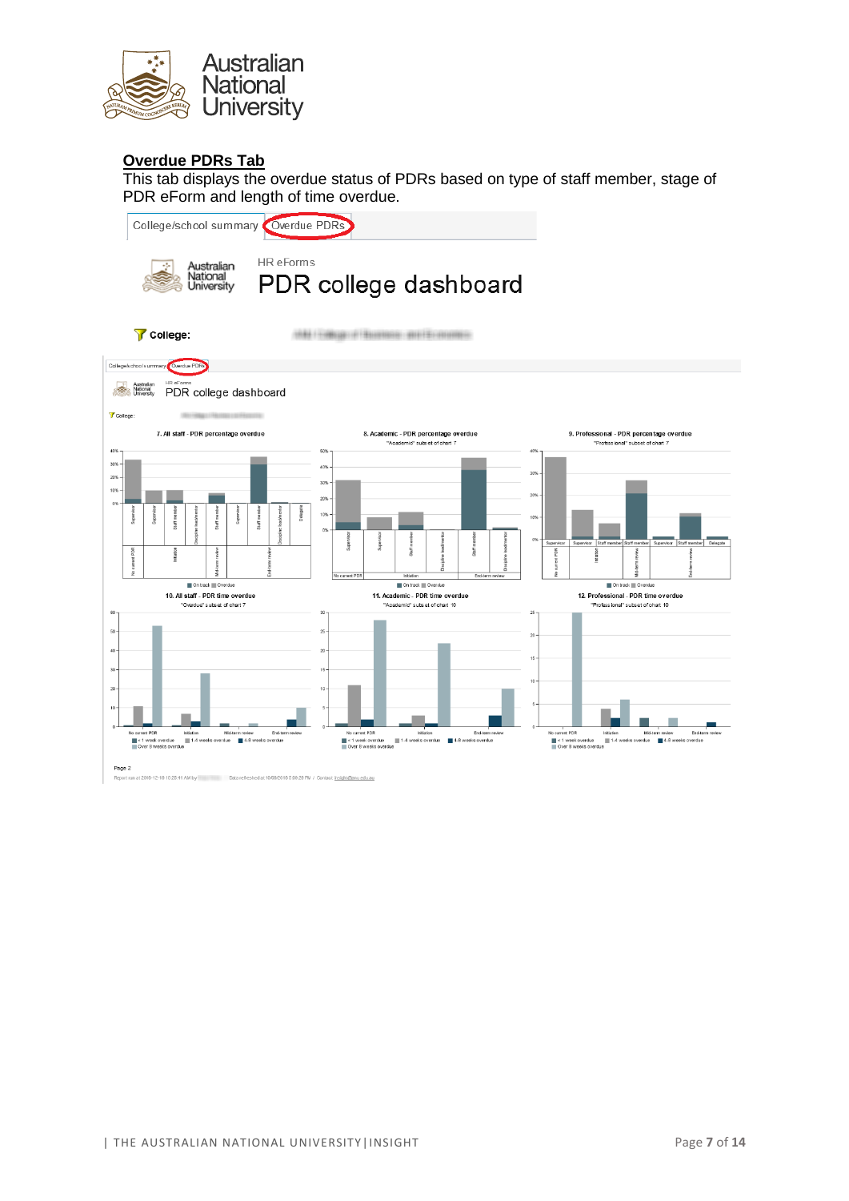## Overdue PDRs Tab

This tab displays the overdue status of PDRs based on type of staff member, stage of PDR eForm and length of time overdue.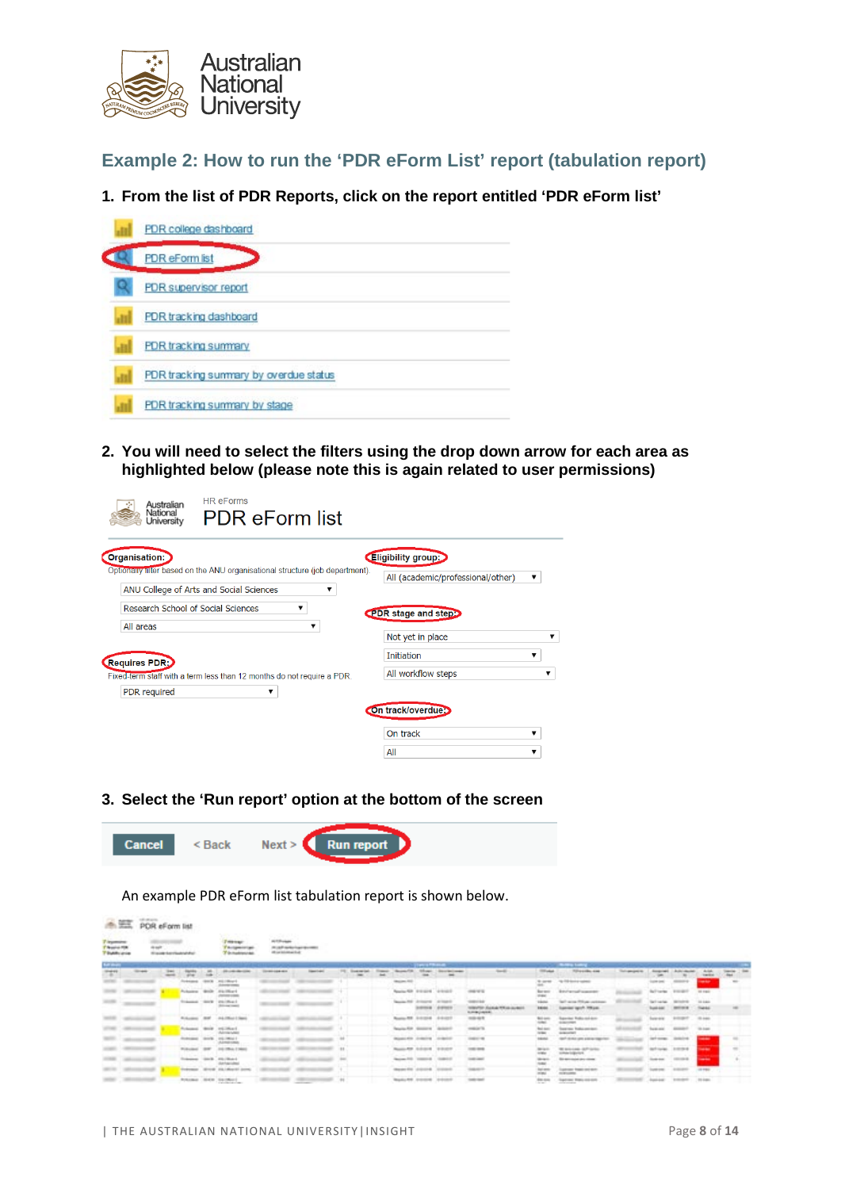## Example 2: How to run the 'PDR eForm List' report (tabulation report)

1. **From the list of PDR Reports, click on the report entitled 'PDR eForm list'**

- PDR college dashboard
- PDR eForm list
- PDR supervisor report
- PDR tracking dashboard
- PDR tracking summary
- PDR tracking summary by overdue status
- PDR tracking summary by stage

2. **You will need to select the filters using the drop down arrow for each area as highlighted below (please note this is again related to user permissions)**

HR eForms

PDR eForm list

**Organisation:**
Optionally filter based on the ANU organisational structure (job department).
- ANU College of Arts and Social Sciences
- Research School of Social Sciences
- All areas

**Requires PDR:**
Fixed-term staff with a term less than 12 months do not require a PDR.
- PDR required

**Eligibility group:**
- All (academic/professional/other)

**PDR stage and step:**
- Not yet in place
- Initiation
- All workflow steps

**On track/overdue:**
- On track
- All

3. **Select the 'Run report' option at the bottom of the screen**

Cancel | < Back | Next > | Run report

An example PDR eForm list tabulation report is shown below.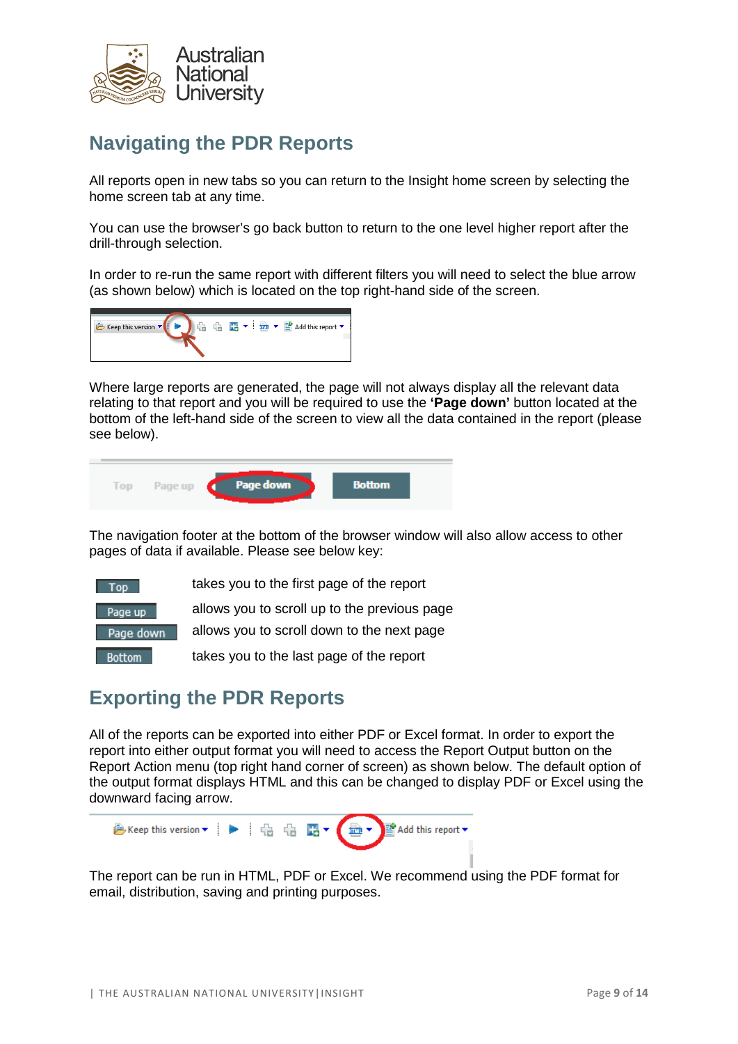## Navigating the PDR Reports

All reports open in new tabs so you can return to the Insight home screen by selecting the home screen tab at any time.

You can use the browser's go back button to return to the one level higher report after the drill-through selection.

In order to re-run the same report with different filters you will need to select the blue arrow (as shown below) which is located on the top right-hand side of the screen.

Where large reports are generated, the page will not always display all the relevant data relating to that report and you will be required to use the **'Page down'** button located at the bottom of the left-hand side of the screen to view all the data contained in the report (please see below).

The navigation footer at the bottom of the browser window will also allow access to other pages of data if available. Please see below key:

| | |
|---|---|
| Top | takes you to the first page of the report |
| Page up | allows you to scroll up to the previous page |
| Page down | allows you to scroll down to the next page |
| Bottom | takes you to the last page of the report |

## Exporting the PDR Reports

All of the reports can be exported into either PDF or Excel format. In order to export the report into either output format you will need to access the Report Output button on the Report Action menu (top right hand corner of screen) as shown below. The default option of the output format displays HTML and this can be changed to display PDF or Excel using the downward facing arrow.

The report can be run in HTML, PDF or Excel. We recommend using the PDF format for email, distribution, saving and printing purposes.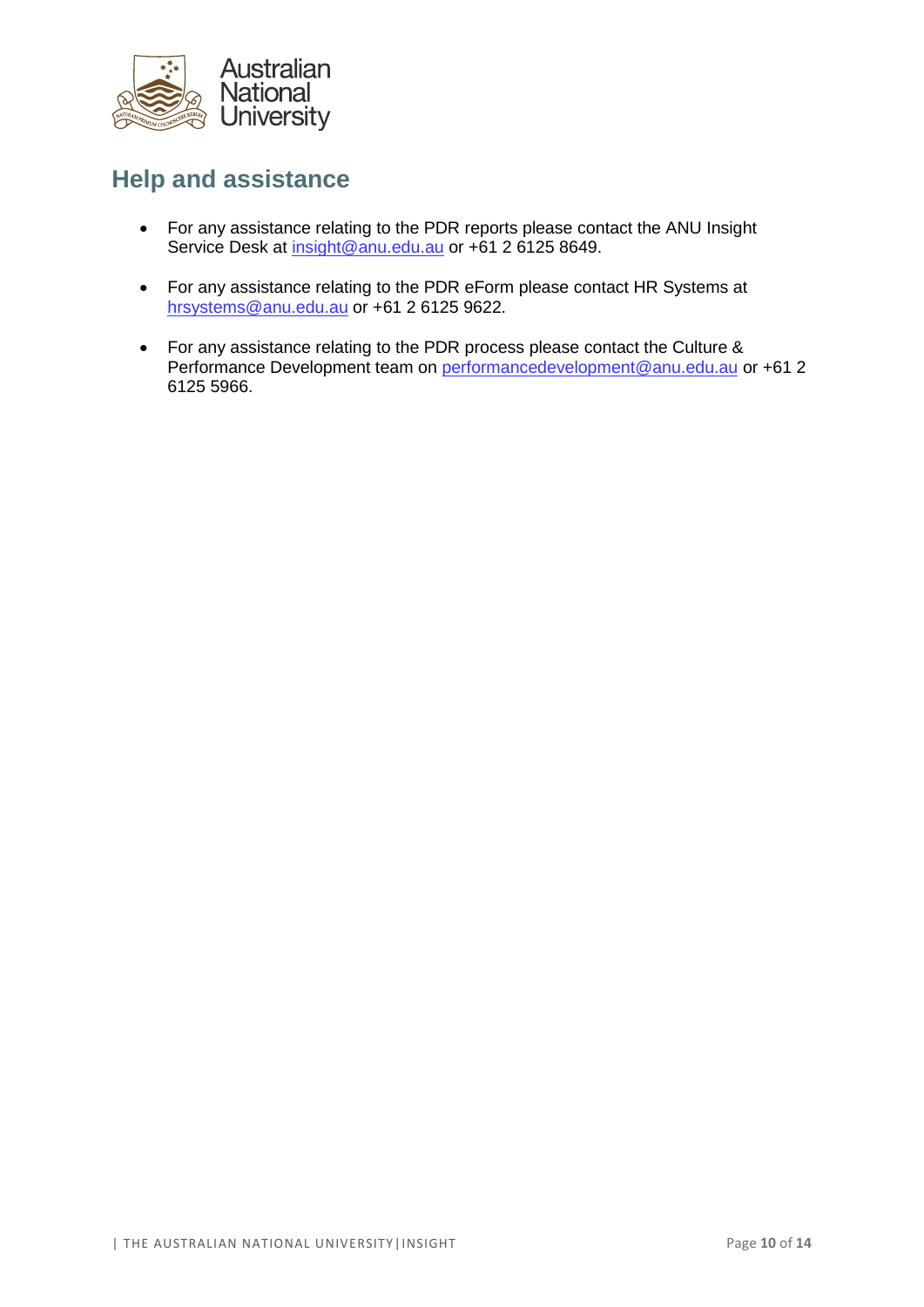## Help and assistance

- For any assistance relating to the PDR reports please contact the ANU Insight Service Desk at insight@anu.edu.au or +61 2 6125 8649.
- For any assistance relating to the PDR eForm please contact HR Systems at hrsystems@anu.edu.au or +61 2 6125 9622.
- For any assistance relating to the PDR process please contact the Culture & Performance Development team on performancedevelopment@anu.edu.au or +61 2 6125 5966.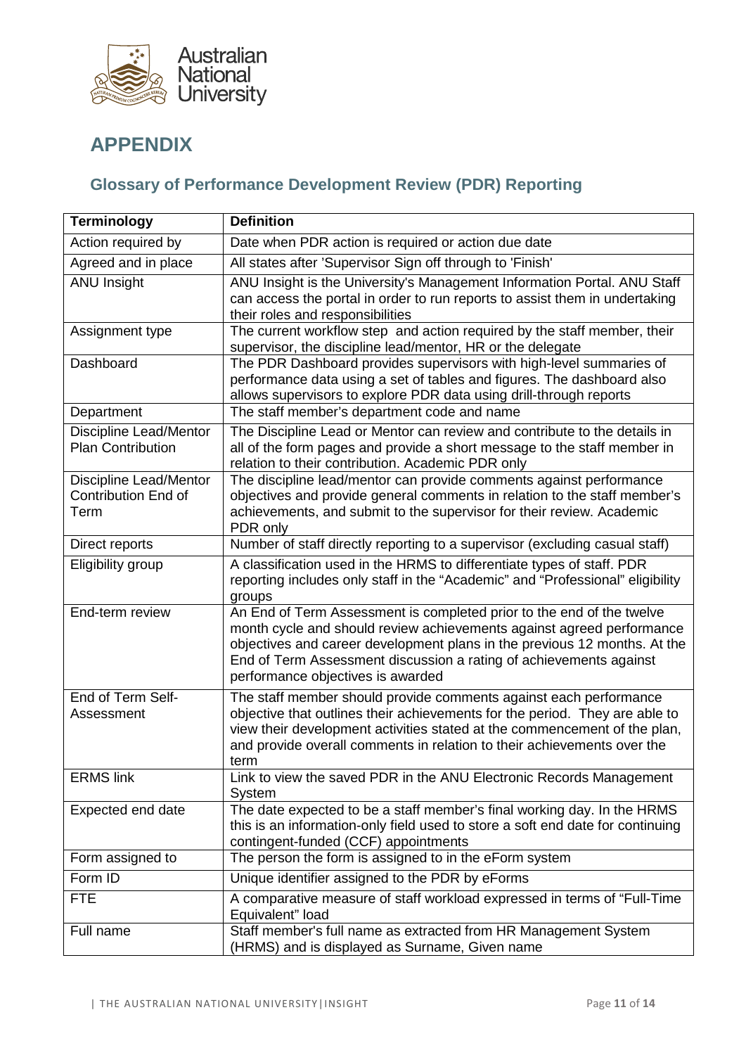# APPENDIX

## Glossary of Performance Development Review (PDR) Reporting

| Terminology | Definition |
| --- | --- |
| Action required by | Date when PDR action is required or action due date |
| Agreed and in place | All states after 'Supervisor Sign off through to 'Finish' |
| ANU Insight | ANU Insight is the University's Management Information Portal. ANU Staff can access the portal in order to run reports to assist them in undertaking their roles and responsibilities |
| Assignment type | The current workflow step and action required by the staff member, their supervisor, the discipline lead/mentor, HR or the delegate |
| Dashboard | The PDR Dashboard provides supervisors with high-level summaries of performance data using a set of tables and figures. The dashboard also allows supervisors to explore PDR data using drill-through reports |
| Department | The staff member's department code and name |
| Discipline Lead/Mentor Plan Contribution | The Discipline Lead or Mentor can review and contribute to the details in all of the form pages and provide a short message to the staff member in relation to their contribution. Academic PDR only |
| Discipline Lead/Mentor Contribution End of Term | The discipline lead/mentor can provide comments against performance objectives and provide general comments in relation to the staff member's achievements, and submit to the supervisor for their review. Academic PDR only |
| Direct reports | Number of staff directly reporting to a supervisor (excluding casual staff) |
| Eligibility group | A classification used in the HRMS to differentiate types of staff. PDR reporting includes only staff in the "Academic" and "Professional" eligibility groups |
| End-term review | An End of Term Assessment is completed prior to the end of the twelve month cycle and should review achievements against agreed performance objectives and career development plans in the previous 12 months. At the End of Term Assessment discussion a rating of achievements against performance objectives is awarded |
| End of Term Self-Assessment | The staff member should provide comments against each performance objective that outlines their achievements for the period. They are able to view their development activities stated at the commencement of the plan, and provide overall comments in relation to their achievements over the term |
| ERMS link | Link to view the saved PDR in the ANU Electronic Records Management System |
| Expected end date | The date expected to be a staff member's final working day. In the HRMS this is an information-only field used to store a soft end date for continuing contingent-funded (CCF) appointments |
| Form assigned to | The person the form is assigned to in the eForm system |
| Form ID | Unique identifier assigned to the PDR by eForms |
| FTE | A comparative measure of staff workload expressed in terms of "Full-Time Equivalent" load |
| Full name | Staff member's full name as extracted from HR Management System (HRMS) and is displayed as Surname, Given name |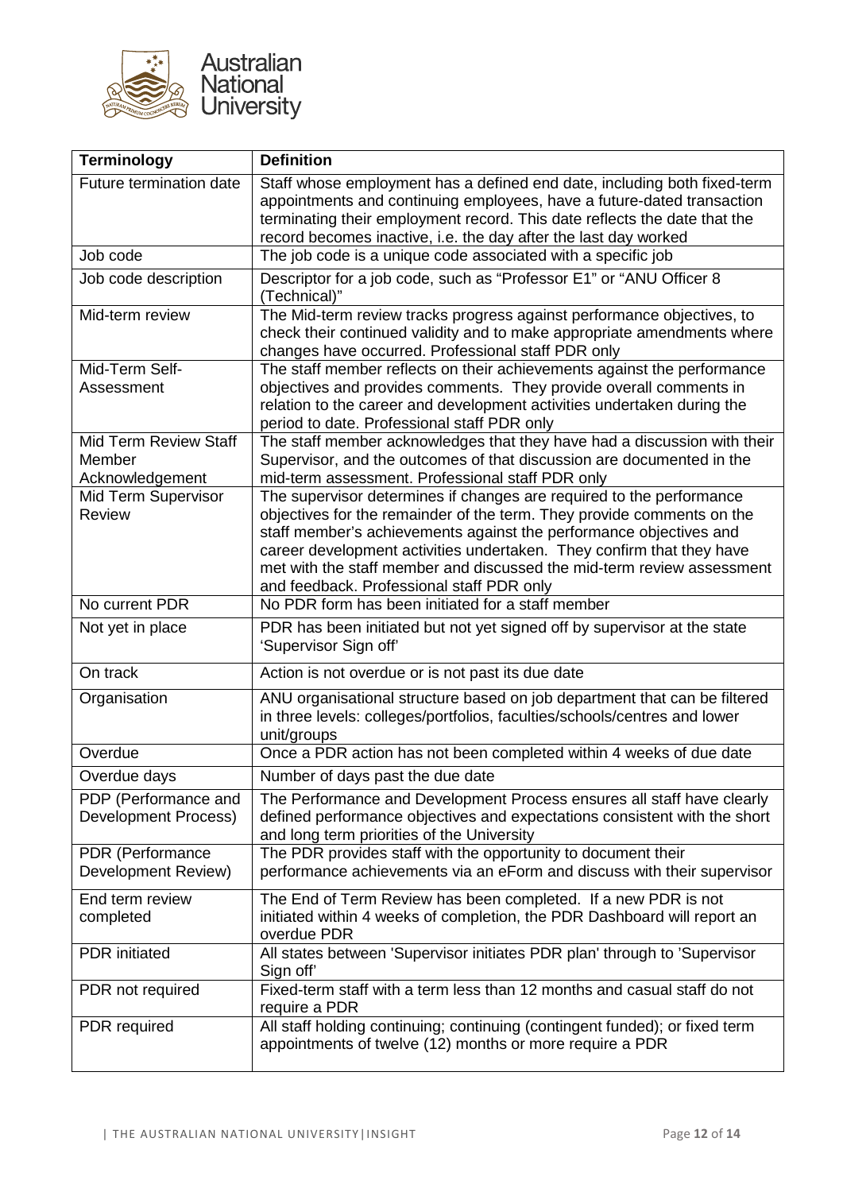| Terminology | Definition |
| --- | --- |
| Future termination date | Staff whose employment has a defined end date, including both fixed-term appointments and continuing employees, have a future-dated transaction terminating their employment record. This date reflects the date that the record becomes inactive, i.e. the day after the last day worked |
| Job code | The job code is a unique code associated with a specific job |
| Job code description | Descriptor for a job code, such as "Professor E1" or "ANU Officer 8 (Technical)" |
| Mid-term review | The Mid-term review tracks progress against performance objectives, to check their continued validity and to make appropriate amendments where changes have occurred. Professional staff PDR only |
| Mid-Term Self-Assessment | The staff member reflects on their achievements against the performance objectives and provides comments. They provide overall comments in relation to the career and development activities undertaken during the period to date. Professional staff PDR only |
| Mid Term Review Staff Member Acknowledgement | The staff member acknowledges that they have had a discussion with their Supervisor, and the outcomes of that discussion are documented in the mid-term assessment. Professional staff PDR only |
| Mid Term Supervisor Review | The supervisor determines if changes are required to the performance objectives for the remainder of the term. They provide comments on the staff member's achievements against the performance objectives and career development activities undertaken. They confirm that they have met with the staff member and discussed the mid-term review assessment and feedback. Professional staff PDR only |
| No current PDR | No PDR form has been initiated for a staff member |
| Not yet in place | PDR has been initiated but not yet signed off by supervisor at the state 'Supervisor Sign off' |
| On track | Action is not overdue or is not past its due date |
| Organisation | ANU organisational structure based on job department that can be filtered in three levels: colleges/portfolios, faculties/schools/centres and lower unit/groups |
| Overdue | Once a PDR action has not been completed within 4 weeks of due date |
| Overdue days | Number of days past the due date |
| PDP (Performance and Development Process) | The Performance and Development Process ensures all staff have clearly defined performance objectives and expectations consistent with the short and long term priorities of the University |
| PDR (Performance Development Review) | The PDR provides staff with the opportunity to document their performance achievements via an eForm and discuss with their supervisor |
| End term review completed | The End of Term Review has been completed. If a new PDR is not initiated within 4 weeks of completion, the PDR Dashboard will report an overdue PDR |
| PDR initiated | All states between 'Supervisor initiates PDR plan' through to 'Supervisor Sign off' |
| PDR not required | Fixed-term staff with a term less than 12 months and casual staff do not require a PDR |
| PDR required | All staff holding continuing; continuing (contingent funded); or fixed term appointments of twelve (12) months or more require a PDR |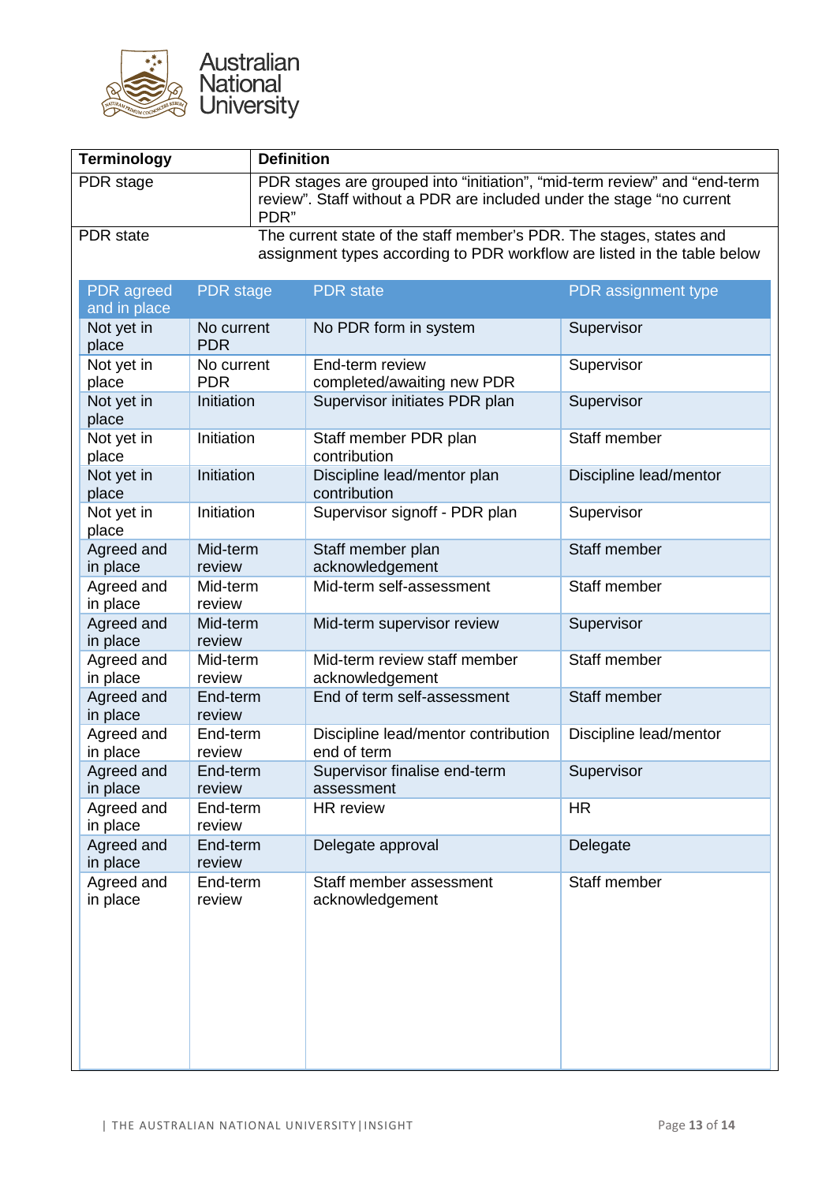| Terminology | Definition |
| --- | --- |
| PDR stage | PDR stages are grouped into "initiation", "mid-term review" and "end-term review". Staff without a PDR are included under the stage "no current PDR" |
| PDR state | The current state of the staff member's PDR. The stages, states and assignment types according to PDR workflow are listed in the table below |

| PDR agreed and in place | PDR stage | PDR state | PDR assignment type |
| --- | --- | --- | --- |
| Not yet in place | No current PDR | No PDR form in system | Supervisor |
| Not yet in place | No current PDR | End-term review completed/awaiting new PDR | Supervisor |
| Not yet in place | Initiation | Supervisor initiates PDR plan | Supervisor |
| Not yet in place | Initiation | Staff member PDR plan contribution | Staff member |
| Not yet in place | Initiation | Discipline lead/mentor plan contribution | Discipline lead/mentor |
| Not yet in place | Initiation | Supervisor signoff - PDR plan | Supervisor |
| Agreed and in place | Mid-term review | Staff member plan acknowledgement | Staff member |
| Agreed and in place | Mid-term review | Mid-term self-assessment | Staff member |
| Agreed and in place | Mid-term review | Mid-term supervisor review | Supervisor |
| Agreed and in place | Mid-term review | Mid-term review staff member acknowledgement | Staff member |
| Agreed and in place | End-term review | End of term self-assessment | Staff member |
| Agreed and in place | End-term review | Discipline lead/mentor contribution end of term | Discipline lead/mentor |
| Agreed and in place | End-term review | Supervisor finalise end-term assessment | Supervisor |
| Agreed and in place | End-term review | HR review | HR |
| Agreed and in place | End-term review | Delegate approval | Delegate |
| Agreed and in place | End-term review | Staff member assessment acknowledgement | Staff member |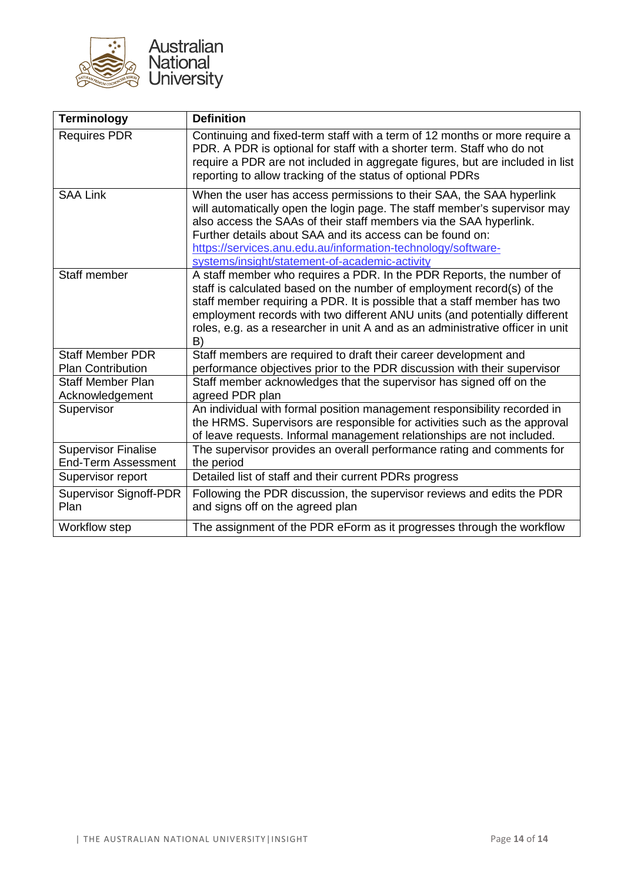| Terminology | Definition |
|---|---|
| Requires PDR | Continuing and fixed-term staff with a term of 12 months or more require a PDR. A PDR is optional for staff with a shorter term. Staff who do not require a PDR are not included in aggregate figures, but are included in list reporting to allow tracking of the status of optional PDRs |
| SAA Link | When the user has access permissions to their SAA, the SAA hyperlink will automatically open the login page. The staff member's supervisor may also access the SAAs of their staff members via the SAA hyperlink. Further details about SAA and its access can be found on: https://services.anu.edu.au/information-technology/software-systems/insight/statement-of-academic-activity |
| Staff member | A staff member who requires a PDR. In the PDR Reports, the number of staff is calculated based on the number of employment record(s) of the staff member requiring a PDR. It is possible that a staff member has two employment records with two different ANU units (and potentially different roles, e.g. as a researcher in unit A and as an administrative officer in unit B) |
| Staff Member PDR Plan Contribution | Staff members are required to draft their career development and performance objectives prior to the PDR discussion with their supervisor |
| Staff Member Plan Acknowledgement | Staff member acknowledges that the supervisor has signed off on the agreed PDR plan |
| Supervisor | An individual with formal position management responsibility recorded in the HRMS. Supervisors are responsible for activities such as the approval of leave requests. Informal management relationships are not included. |
| Supervisor Finalise End-Term Assessment | The supervisor provides an overall performance rating and comments for the period |
| Supervisor report | Detailed list of staff and their current PDRs progress |
| Supervisor Signoff-PDR Plan | Following the PDR discussion, the supervisor reviews and edits the PDR and signs off on the agreed plan |
| Workflow step | The assignment of the PDR eForm as it progresses through the workflow |